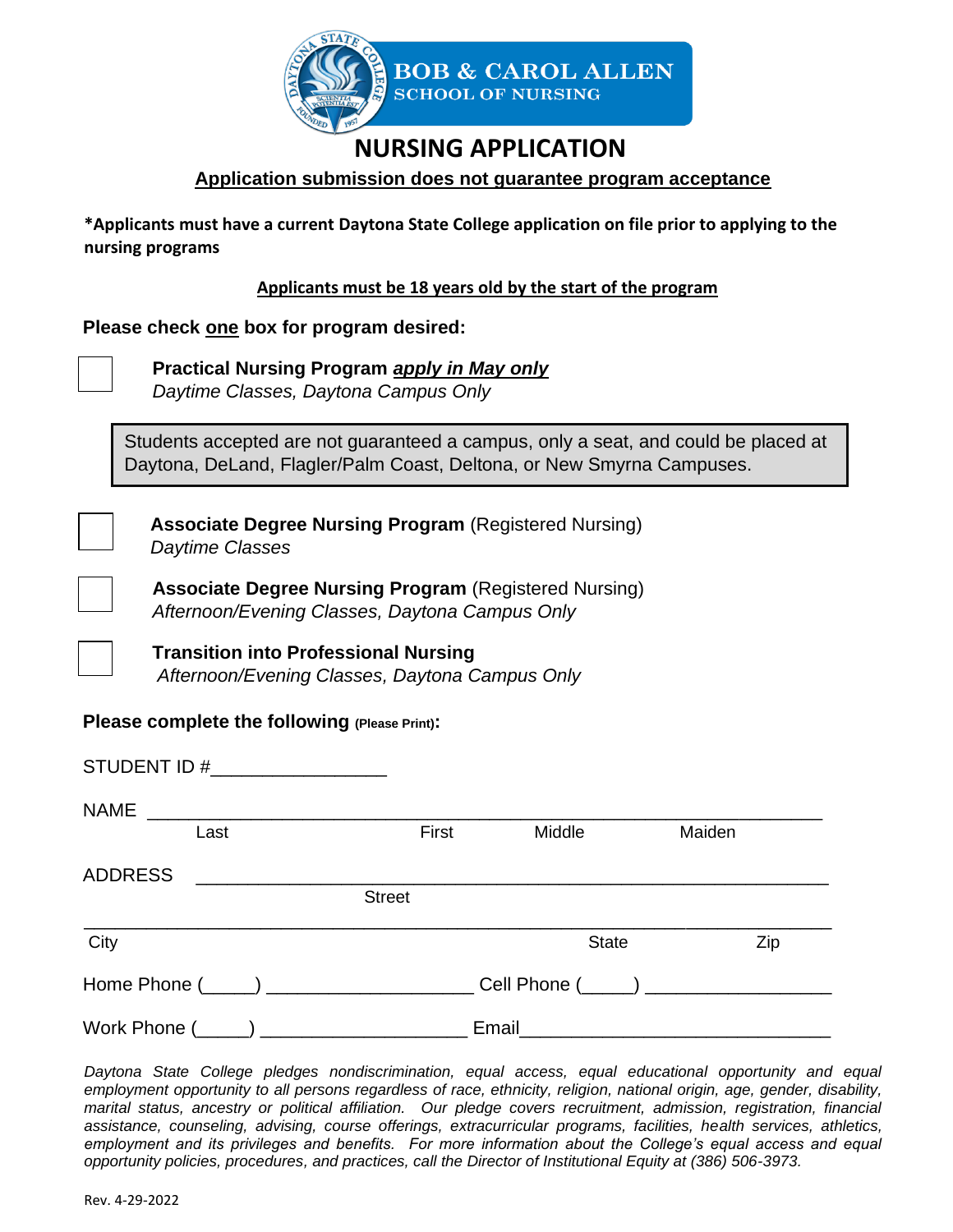**BOB & CAROL ALLEN SCHOOL OF NURSING**

# NURSING APPLICATION

**Application submission does not guarantee program acceptance**

**\*Applicants must have a current Daytona State College application on file prior to applying to the nursing programs**

**Applicants must be 18 years old by the start of the program**

**Please check one box for program desired:**

☐ **Practical Nursing Program *apply in May only***
*Daytime Classes, Daytona Campus Only*

> Students accepted are not guaranteed a campus, only a seat, and could be placed at Daytona, DeLand, Flagler/Palm Coast, Deltona, or New Smyrna Campuses.

☐ **Associate Degree Nursing Program** (Registered Nursing)
*Daytime Classes*

☐ **Associate Degree Nursing Program** (Registered Nursing)
*Afternoon/Evening Classes, Daytona Campus Only*

☐ **Transition into Professional Nursing**
*Afternoon/Evening Classes, Daytona Campus Only*

**Please complete the following (Please Print):**

STUDENT ID #________________

NAME ____________________________________________________________
Last First Middle Maiden

ADDRESS ________________________________________________________
Street

_______________________________________________________________
City State Zip

Home Phone (_____) ___________________ Cell Phone (_____) _________________

Work Phone (_____) ___________________ Email_____________________________

*Daytona State College pledges nondiscrimination, equal access, equal educational opportunity and equal employment opportunity to all persons regardless of race, ethnicity, religion, national origin, age, gender, disability, marital status, ancestry or political affiliation. Our pledge covers recruitment, admission, registration, financial assistance, counseling, advising, course offerings, extracurricular programs, facilities, health services, athletics, employment and its privileges and benefits. For more information about the College's equal access and equal opportunity policies, procedures, and practices, call the Director of Institutional Equity at (386) 506-3973.*

Rev. 4-29-2022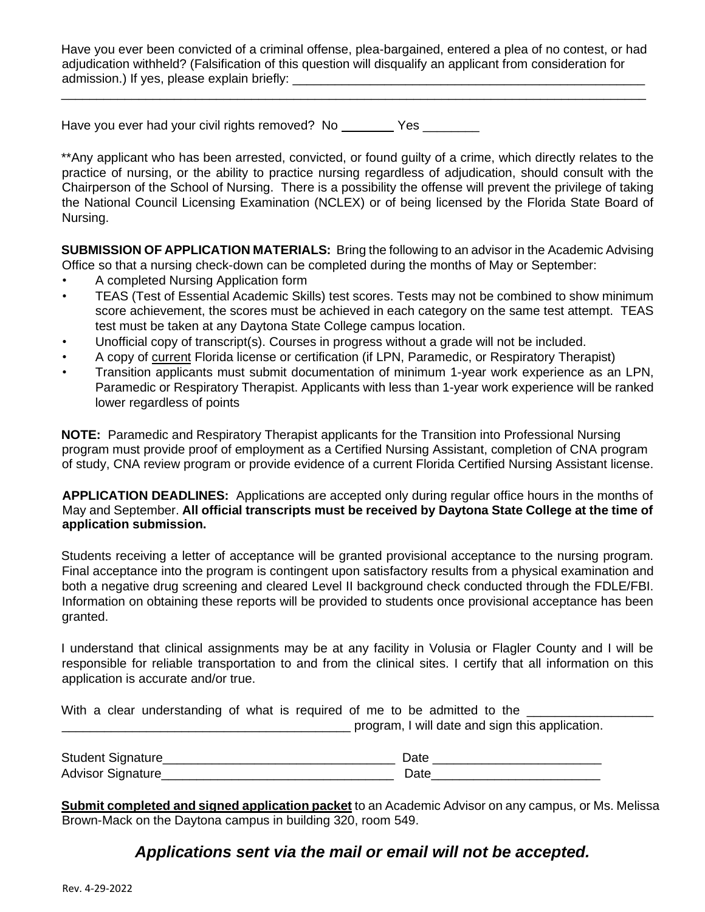Have you ever been convicted of a criminal offense, plea-bargained, entered a plea of no contest, or had adjudication withheld? (Falsification of this question will disqualify an applicant from consideration for admission.) If yes, please explain briefly: ___________________________________________________

_____________________________________________________________________________________

Have you ever had your civil rights removed? No ________ Yes ________

**Any applicant who has been arrested, convicted, or found guilty of a crime, which directly relates to the practice of nursing, or the ability to practice nursing regardless of adjudication, should consult with the Chairperson of the School of Nursing. There is a possibility the offense will prevent the privilege of taking the National Council Licensing Examination (NCLEX) or of being licensed by the Florida State Board of Nursing.

**SUBMISSION OF APPLICATION MATERIALS:** Bring the following to an advisor in the Academic Advising Office so that a nursing check-down can be completed during the months of May or September:

- A completed Nursing Application form
- TEAS (Test of Essential Academic Skills) test scores. Tests may not be combined to show minimum score achievement, the scores must be achieved in each category on the same test attempt. TEAS test must be taken at any Daytona State College campus location.
- Unofficial copy of transcript(s). Courses in progress without a grade will not be included.
- A copy of current Florida license or certification (if LPN, Paramedic, or Respiratory Therapist)
- Transition applicants must submit documentation of minimum 1-year work experience as an LPN, Paramedic or Respiratory Therapist. Applicants with less than 1-year work experience will be ranked lower regardless of points

**NOTE:** Paramedic and Respiratory Therapist applicants for the Transition into Professional Nursing program must provide proof of employment as a Certified Nursing Assistant, completion of CNA program of study, CNA review program or provide evidence of a current Florida Certified Nursing Assistant license.

**APPLICATION DEADLINES:** Applications are accepted only during regular office hours in the months of May and September. **All official transcripts must be received by Daytona State College at the time of application submission.**

Students receiving a letter of acceptance will be granted provisional acceptance to the nursing program. Final acceptance into the program is contingent upon satisfactory results from a physical examination and both a negative drug screening and cleared Level II background check conducted through the FDLE/FBI. Information on obtaining these reports will be provided to students once provisional acceptance has been granted.

I understand that clinical assignments may be at any facility in Volusia or Flagler County and I will be responsible for reliable transportation to and from the clinical sites. I certify that all information on this application is accurate and/or true.

With a clear understanding of what is required of me to be admitted to the __________________ __________________________________________ program, I will date and sign this application.

Student Signature_________________________________ Date ________________________

Advisor Signature_________________________________ Date________________________

**Submit completed and signed application packet** to an Academic Advisor on any campus, or Ms. Melissa Brown-Mack on the Daytona campus in building 320, room 549.

***Applications sent via the mail or email will not be accepted.***

Rev. 4-29-2022